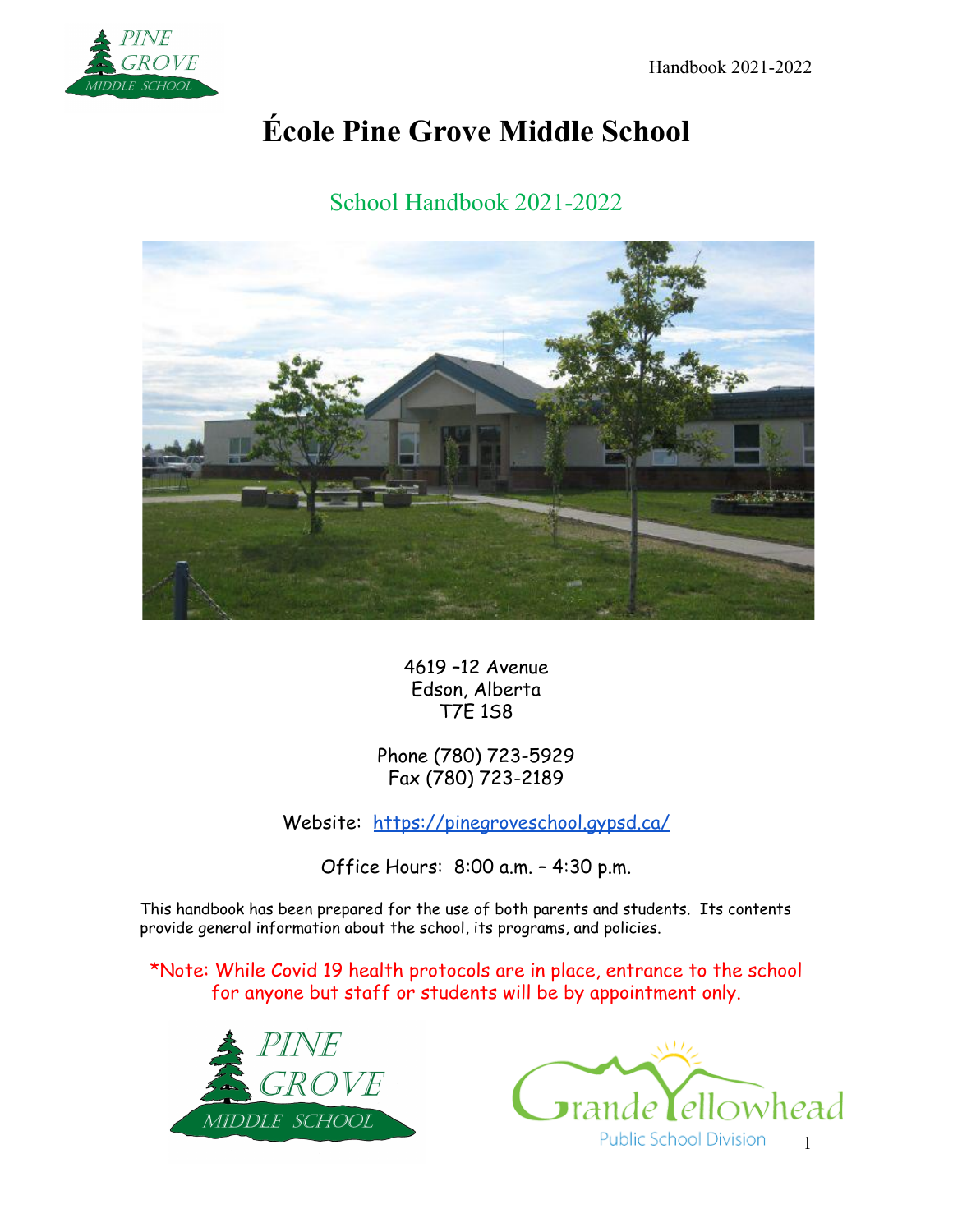# École Pine Grove Middle School

## School Handbook 2021-2022

4619 –12 Avenue
Edson, Alberta
T7E 1S8

Phone (780) 723-5929
Fax (780) 723-2189

Website: https://pinegroveschool.gypsd.ca/

Office Hours: 8:00 a.m. – 4:30 p.m.

This handbook has been prepared for the use of both parents and students. Its contents provide general information about the school, its programs, and policies.

*Note: While Covid 19 health protocols are in place, entrance to the school for anyone but staff or students will be by appointment only.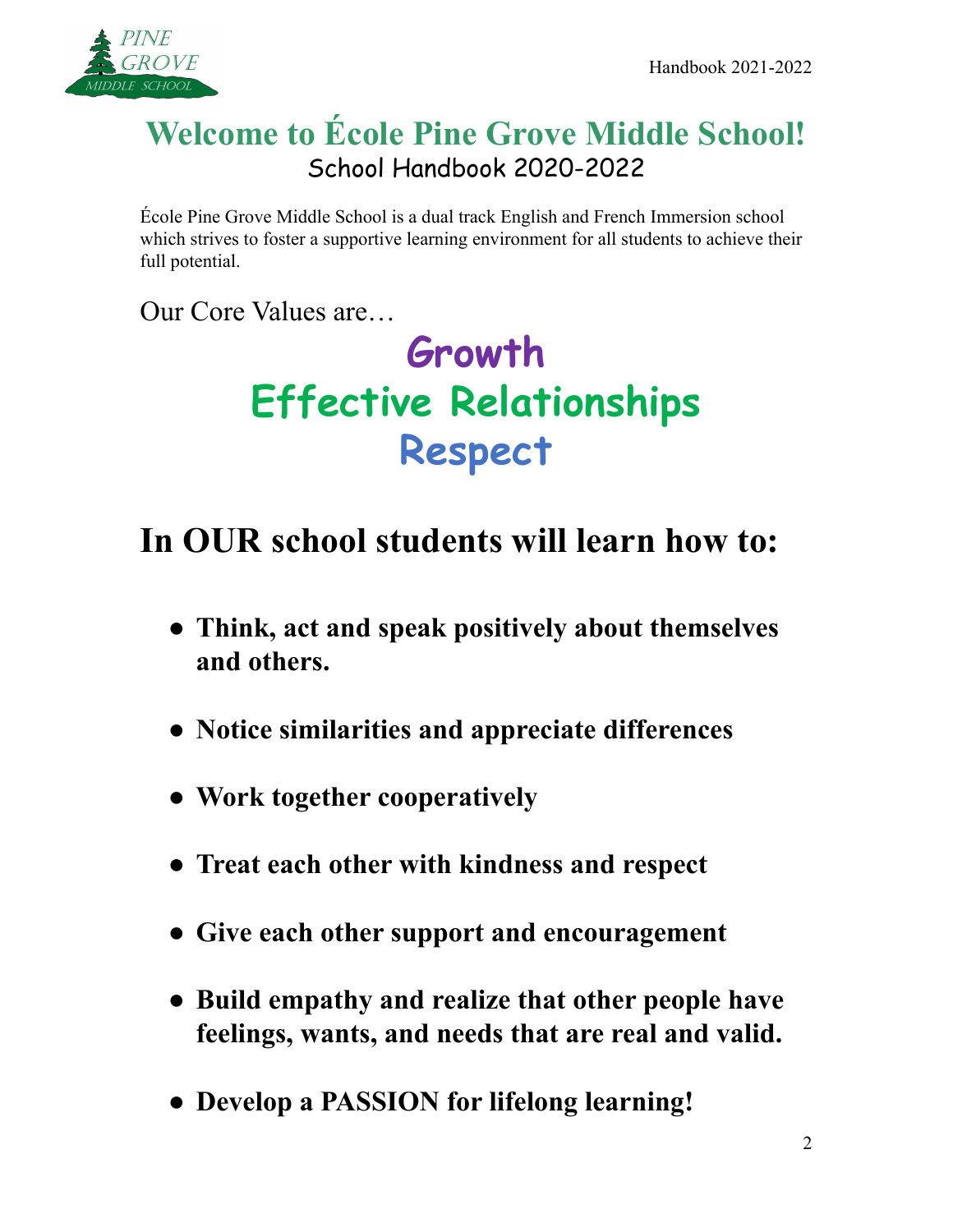# Welcome to École Pine Grove Middle School!

School Handbook 2020-2022

École Pine Grove Middle School is a dual track English and French Immersion school which strives to foster a supportive learning environment for all students to achieve their full potential.

Our Core Values are…

**Growth**

**Effective Relationships**

**Respect**

## In OUR school students will learn how to:

- **Think, act and speak positively about themselves and others.**
- **Notice similarities and appreciate differences**
- **Work together cooperatively**
- **Treat each other with kindness and respect**
- **Give each other support and encouragement**
- **Build empathy and realize that other people have feelings, wants, and needs that are real and valid.**
- **Develop a PASSION for lifelong learning!**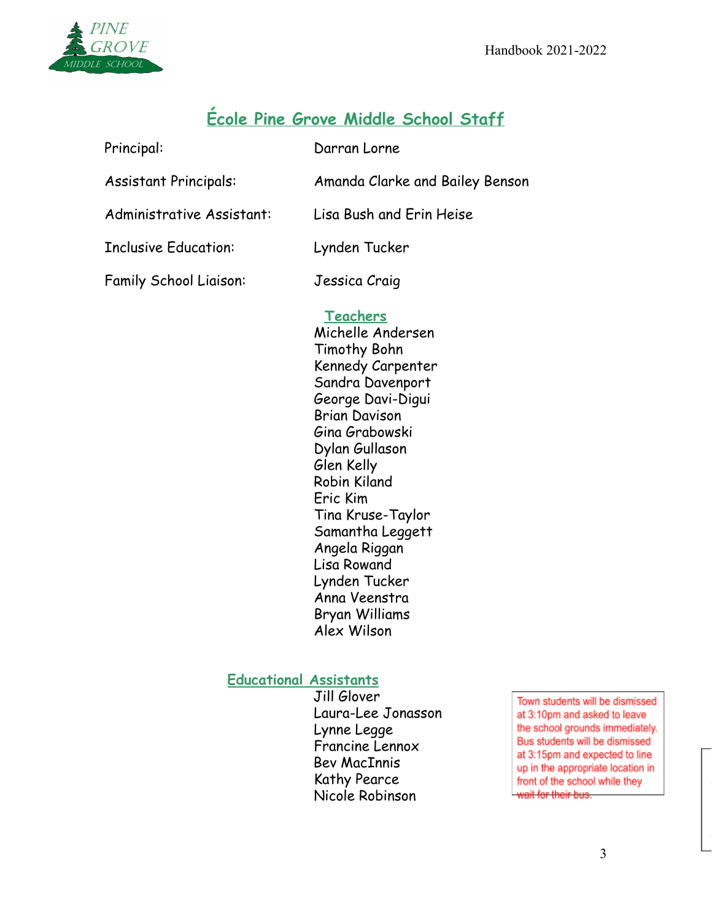## École Pine Grove Middle School Staff

| | |
|---|---|
| Principal: | Darran Lorne |
| Assistant Principals: | Amanda Clarke and Bailey Benson |
| Administrative Assistant: | Lisa Bush and Erin Heise |
| Inclusive Education: | Lynden Tucker |
| Family School Liaison: | Jessica Craig |

### Teachers

Michelle Andersen
Timothy Bohn
Kennedy Carpenter
Sandra Davenport
George Davi-Digui
Brian Davison
Gina Grabowski
Dylan Gullason
Glen Kelly
Robin Kiland
Eric Kim
Tina Kruse-Taylor
Samantha Leggett
Angela Riggan
Lisa Rowand
Lynden Tucker
Anna Veenstra
Bryan Williams
Alex Wilson

### Educational Assistants

Jill Glover
Laura-Lee Jonasson
Lynne Legge
Francine Lennox
Bev MacInnis
Kathy Pearce
Nicole Robinson

Town students will be dismissed at 3:10pm and asked to leave the school grounds immediately. Bus students will be dismissed at 3:15pm and expected to line up in the appropriate location in front of the school while they wait for their bus.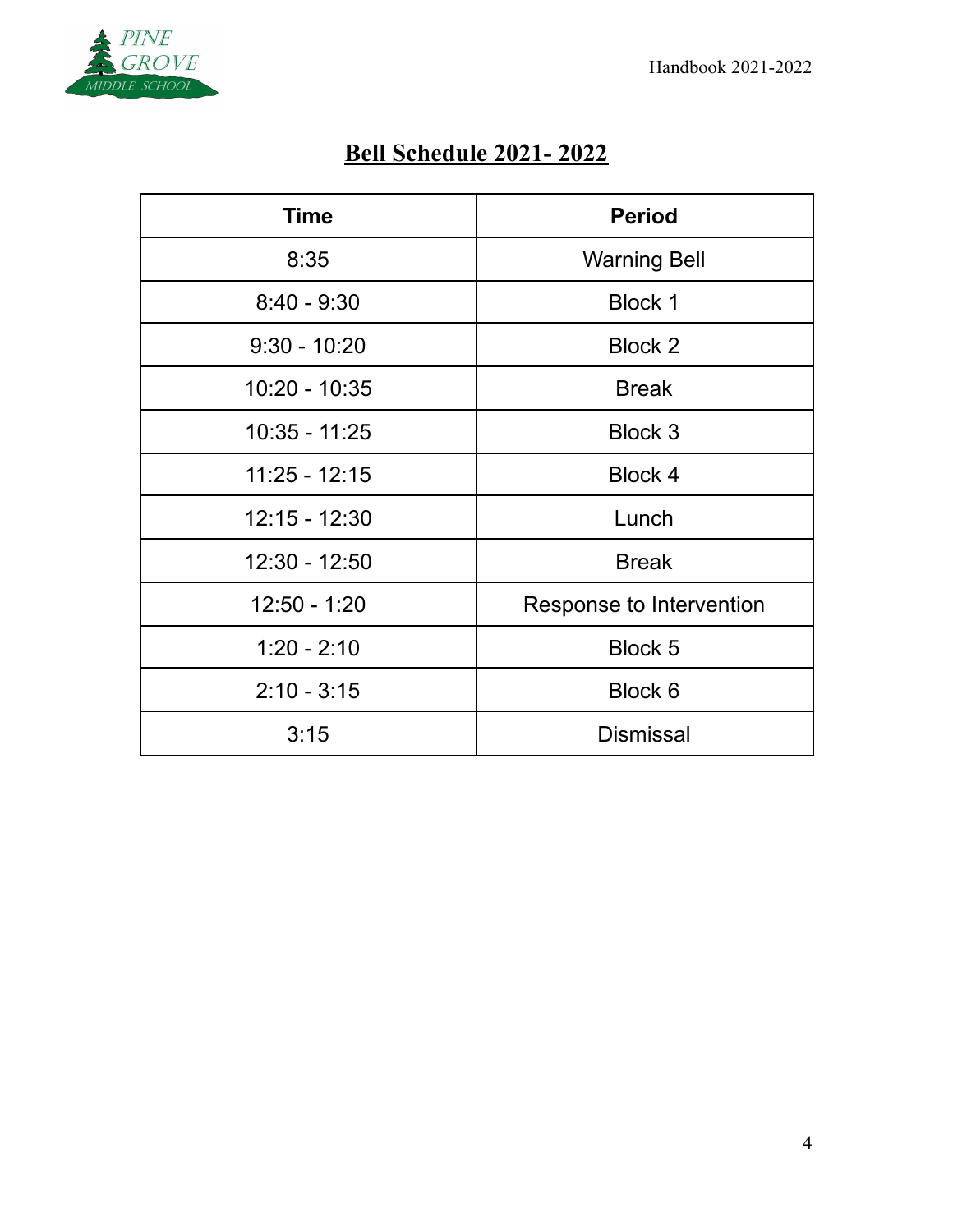# Bell Schedule 2021- 2022

| Time | Period |
|---|---|
| 8:35 | Warning Bell |
| 8:40 - 9:30 | Block 1 |
| 9:30 - 10:20 | Block 2 |
| 10:20 - 10:35 | Break |
| 10:35 - 11:25 | Block 3 |
| 11:25 - 12:15 | Block 4 |
| 12:15 - 12:30 | Lunch |
| 12:30 - 12:50 | Break |
| 12:50 - 1:20 | Response to Intervention |
| 1:20 - 2:10 | Block 5 |
| 2:10 - 3:15 | Block 6 |
| 3:15 | Dismissal |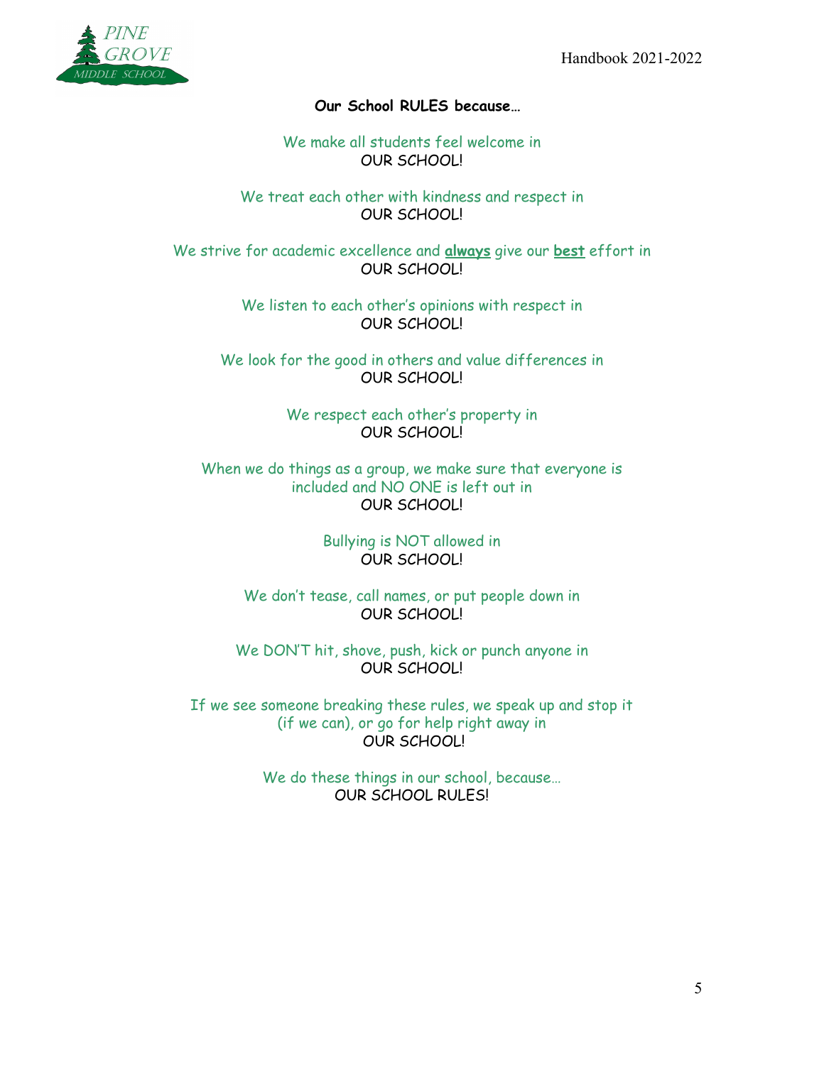**Our School RULES because…**

We make all students feel welcome in
OUR SCHOOL!

We treat each other with kindness and respect in
OUR SCHOOL!

We strive for academic excellence and **always** give our **best** effort in
OUR SCHOOL!

We listen to each other's opinions with respect in
OUR SCHOOL!

We look for the good in others and value differences in
OUR SCHOOL!

We respect each other's property in
OUR SCHOOL!

When we do things as a group, we make sure that everyone is included and NO ONE is left out in
OUR SCHOOL!

Bullying is NOT allowed in
OUR SCHOOL!

We don't tease, call names, or put people down in
OUR SCHOOL!

We DON'T hit, shove, push, kick or punch anyone in
OUR SCHOOL!

If we see someone breaking these rules, we speak up and stop it (if we can), or go for help right away in
OUR SCHOOL!

We do these things in our school, because…
OUR SCHOOL RULES!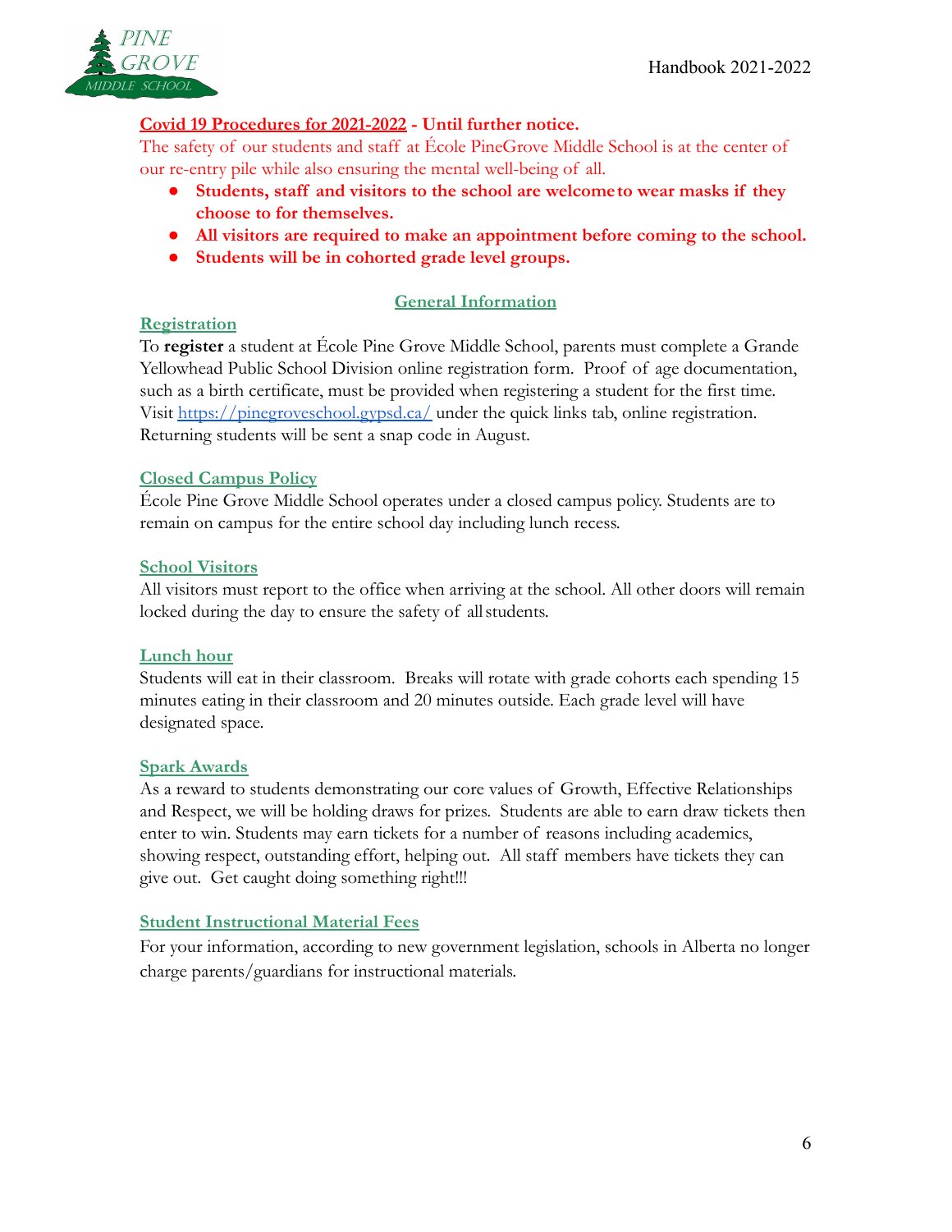**Covid 19 Procedures for 2021-2022 - Until further notice.**

The safety of our students and staff at École PineGrove Middle School is at the center of our re-entry pile while also ensuring the mental well-being of all.

- **Students, staff and visitors to the school are welcome to wear masks if they choose to for themselves.**
- **All visitors are required to make an appointment before coming to the school.**
- **Students will be in cohorted grade level groups.**

## General Information

### Registration

To **register** a student at École Pine Grove Middle School, parents must complete a Grande Yellowhead Public School Division online registration form. Proof of age documentation, such as a birth certificate, must be provided when registering a student for the first time. Visit https://pinegroveschool.gypsd.ca/ under the quick links tab, online registration. Returning students will be sent a snap code in August.

### Closed Campus Policy

École Pine Grove Middle School operates under a closed campus policy. Students are to remain on campus for the entire school day including lunch recess.

### School Visitors

All visitors must report to the office when arriving at the school. All other doors will remain locked during the day to ensure the safety of all students.

### Lunch hour

Students will eat in their classroom. Breaks will rotate with grade cohorts each spending 15 minutes eating in their classroom and 20 minutes outside. Each grade level will have designated space.

### Spark Awards

As a reward to students demonstrating our core values of Growth, Effective Relationships and Respect, we will be holding draws for prizes. Students are able to earn draw tickets then enter to win. Students may earn tickets for a number of reasons including academics, showing respect, outstanding effort, helping out. All staff members have tickets they can give out. Get caught doing something right!!!

### Student Instructional Material Fees

For your information, according to new government legislation, schools in Alberta no longer charge parents/guardians for instructional materials.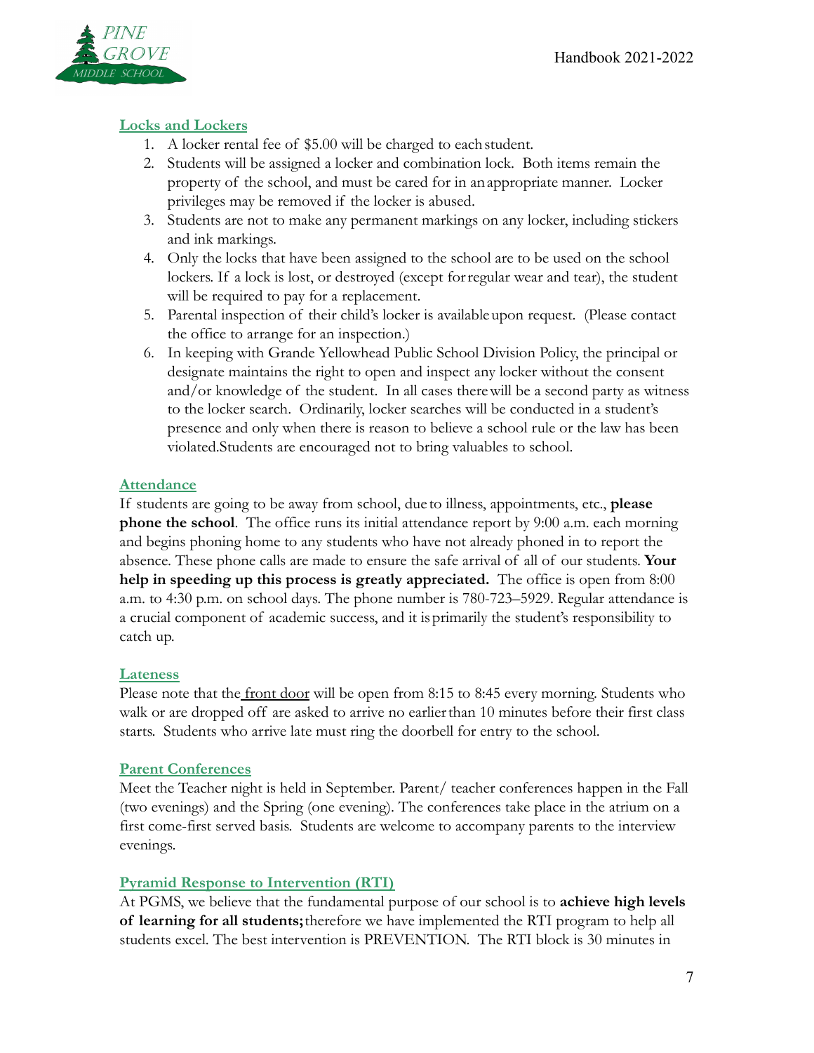## Locks and Lockers

1. A locker rental fee of $5.00 will be charged to each student.
2. Students will be assigned a locker and combination lock. Both items remain the property of the school, and must be cared for in an appropriate manner. Locker privileges may be removed if the locker is abused.
3. Students are not to make any permanent markings on any locker, including stickers and ink markings.
4. Only the locks that have been assigned to the school are to be used on the school lockers. If a lock is lost, or destroyed (except for regular wear and tear), the student will be required to pay for a replacement.
5. Parental inspection of their child's locker is available upon request. (Please contact the office to arrange for an inspection.)
6. In keeping with Grande Yellowhead Public School Division Policy, the principal or designate maintains the right to open and inspect any locker without the consent and/or knowledge of the student. In all cases there will be a second party as witness to the locker search. Ordinarily, locker searches will be conducted in a student's presence and only when there is reason to believe a school rule or the law has been violated.Students are encouraged not to bring valuables to school.

## Attendance

If students are going to be away from school, due to illness, appointments, etc., **please phone the school**. The office runs its initial attendance report by 9:00 a.m. each morning and begins phoning home to any students who have not already phoned in to report the absence. These phone calls are made to ensure the safe arrival of all of our students. **Your help in speeding up this process is greatly appreciated.** The office is open from 8:00 a.m. to 4:30 p.m. on school days. The phone number is 780-723–5929. Regular attendance is a crucial component of academic success, and it is primarily the student's responsibility to catch up.

## Lateness

Please note that the front door will be open from 8:15 to 8:45 every morning. Students who walk or are dropped off are asked to arrive no earlier than 10 minutes before their first class starts. Students who arrive late must ring the doorbell for entry to the school.

## Parent Conferences

Meet the Teacher night is held in September. Parent/ teacher conferences happen in the Fall (two evenings) and the Spring (one evening). The conferences take place in the atrium on a first come-first served basis. Students are welcome to accompany parents to the interview evenings.

## Pyramid Response to Intervention (RTI)

At PGMS, we believe that the fundamental purpose of our school is to **achieve high levels of learning for all students;** therefore we have implemented the RTI program to help all students excel. The best intervention is PREVENTION. The RTI block is 30 minutes in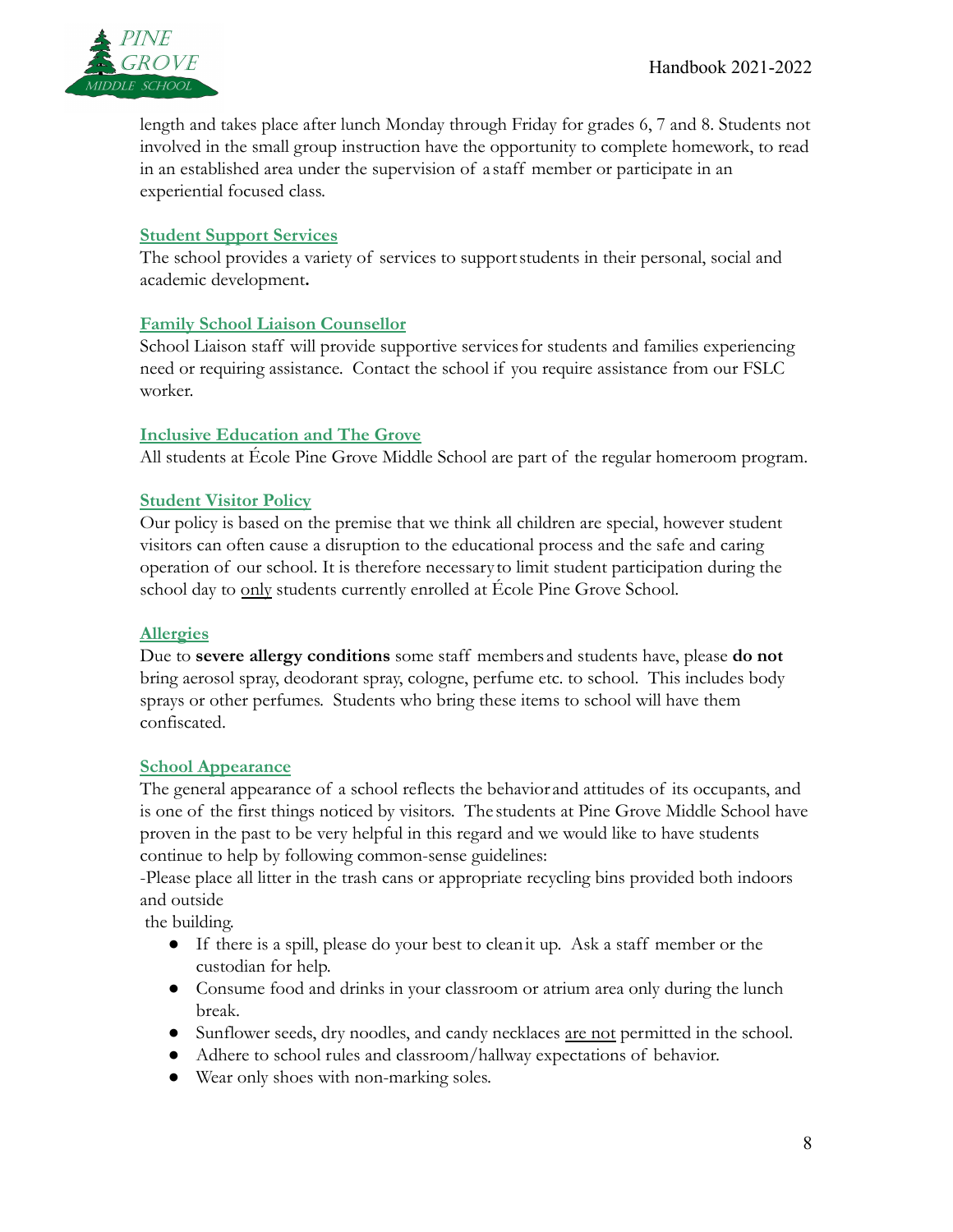length and takes place after lunch Monday through Friday for grades 6, 7 and 8. Students not involved in the small group instruction have the opportunity to complete homework, to read in an established area under the supervision of a staff member or participate in an experiential focused class.

### Student Support Services

The school provides a variety of services to support students in their personal, social and academic development**.**

### Family School Liaison Counsellor

School Liaison staff will provide supportive services for students and families experiencing need or requiring assistance. Contact the school if you require assistance from our FSLC worker.

### Inclusive Education and The Grove

All students at École Pine Grove Middle School are part of the regular homeroom program.

### Student Visitor Policy

Our policy is based on the premise that we think all children are special, however student visitors can often cause a disruption to the educational process and the safe and caring operation of our school. It is therefore necessary to limit student participation during the school day to <u>only</u> students currently enrolled at École Pine Grove School.

### Allergies

Due to **severe allergy conditions** some staff members and students have, please **do not** bring aerosol spray, deodorant spray, cologne, perfume etc. to school. This includes body sprays or other perfumes. Students who bring these items to school will have them confiscated.

### School Appearance

The general appearance of a school reflects the behavior and attitudes of its occupants, and is one of the first things noticed by visitors. The students at Pine Grove Middle School have proven in the past to be very helpful in this regard and we would like to have students continue to help by following common-sense guidelines:

-Please place all litter in the trash cans or appropriate recycling bins provided both indoors and outside the building.

- If there is a spill, please do your best to clean it up. Ask a staff member or the custodian for help.
- Consume food and drinks in your classroom or atrium area only during the lunch break.
- Sunflower seeds, dry noodles, and candy necklaces <u>are not</u> permitted in the school.
- Adhere to school rules and classroom/hallway expectations of behavior.
- Wear only shoes with non-marking soles.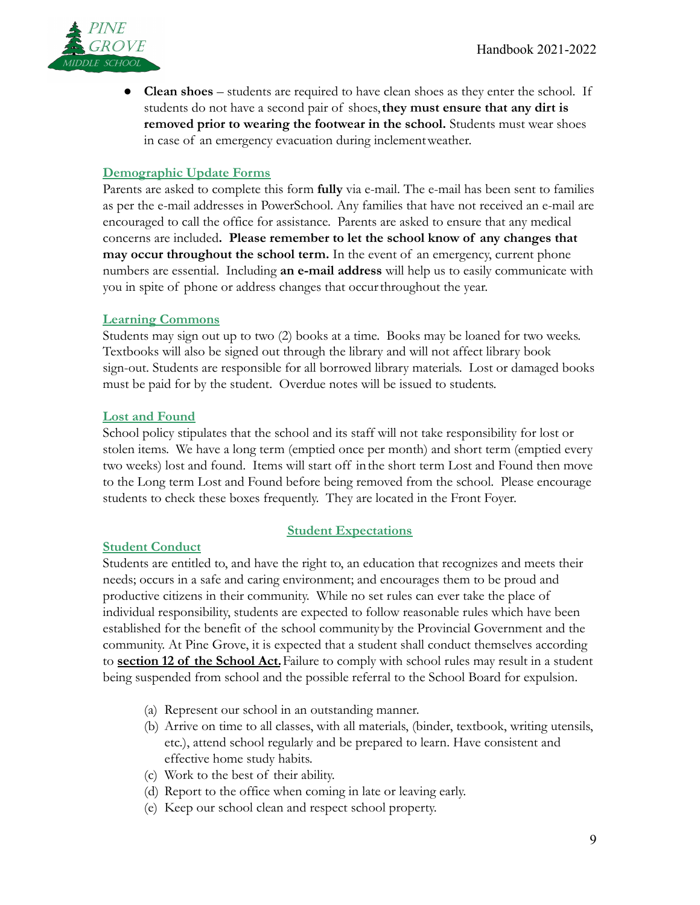- **Clean shoes** – students are required to have clean shoes as they enter the school. If students do not have a second pair of shoes, **they must ensure that any dirt is removed prior to wearing the footwear in the school.** Students must wear shoes in case of an emergency evacuation during inclement weather.

## Demographic Update Forms

Parents are asked to complete this form **fully** via e-mail. The e-mail has been sent to families as per the e-mail addresses in PowerSchool. Any families that have not received an e-mail are encouraged to call the office for assistance. Parents are asked to ensure that any medical concerns are included**. Please remember to let the school know of any changes that may occur throughout the school term.** In the event of an emergency, current phone numbers are essential. Including **an e-mail address** will help us to easily communicate with you in spite of phone or address changes that occur throughout the year.

## Learning Commons

Students may sign out up to two (2) books at a time. Books may be loaned for two weeks. Textbooks will also be signed out through the library and will not affect library book sign-out. Students are responsible for all borrowed library materials. Lost or damaged books must be paid for by the student. Overdue notes will be issued to students.

## Lost and Found

School policy stipulates that the school and its staff will not take responsibility for lost or stolen items. We have a long term (emptied once per month) and short term (emptied every two weeks) lost and found. Items will start off in the short term Lost and Found then move to the Long term Lost and Found before being removed from the school. Please encourage students to check these boxes frequently. They are located in the Front Foyer.

# Student Expectations

## Student Conduct

Students are entitled to, and have the right to, an education that recognizes and meets their needs; occurs in a safe and caring environment; and encourages them to be proud and productive citizens in their community. While no set rules can ever take the place of individual responsibility, students are expected to follow reasonable rules which have been established for the benefit of the school community by the Provincial Government and the community. At Pine Grove, it is expected that a student shall conduct themselves according to **section 12 of the School Act.** Failure to comply with school rules may result in a student being suspended from school and the possible referral to the School Board for expulsion.

(a) Represent our school in an outstanding manner.
(b) Arrive on time to all classes, with all materials, (binder, textbook, writing utensils, etc.), attend school regularly and be prepared to learn. Have consistent and effective home study habits.
(c) Work to the best of their ability.
(d) Report to the office when coming in late or leaving early.
(e) Keep our school clean and respect school property.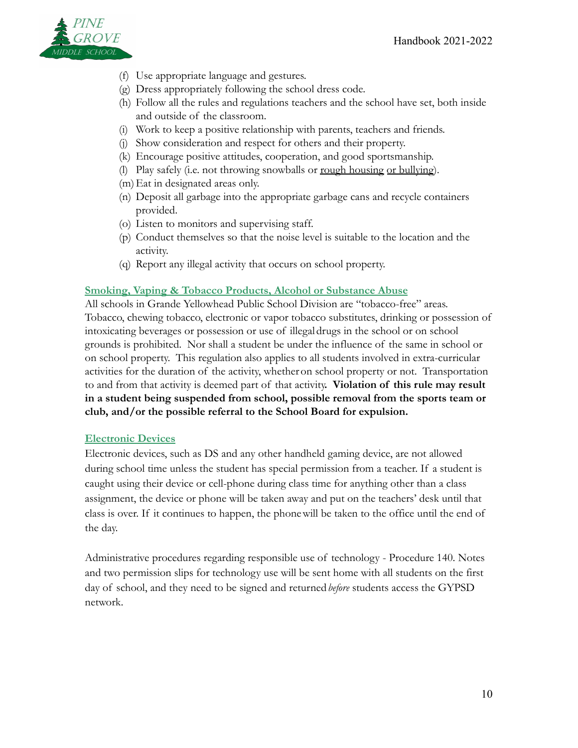(f) Use appropriate language and gestures.
(g) Dress appropriately following the school dress code.
(h) Follow all the rules and regulations teachers and the school have set, both inside and outside of the classroom.
(i) Work to keep a positive relationship with parents, teachers and friends.
(j) Show consideration and respect for others and their property.
(k) Encourage positive attitudes, cooperation, and good sportsmanship.
(l) Play safely (i.e. not throwing snowballs or rough housing or bullying).
(m) Eat in designated areas only.
(n) Deposit all garbage into the appropriate garbage cans and recycle containers provided.
(o) Listen to monitors and supervising staff.
(p) Conduct themselves so that the noise level is suitable to the location and the activity.
(q) Report any illegal activity that occurs on school property.

### Smoking, Vaping & Tobacco Products, Alcohol or Substance Abuse

All schools in Grande Yellowhead Public School Division are "tobacco-free" areas. Tobacco, chewing tobacco, electronic or vapor tobacco substitutes, drinking or possession of intoxicating beverages or possession or use of illegal drugs in the school or on school grounds is prohibited. Nor shall a student be under the influence of the same in school or on school property. This regulation also applies to all students involved in extra-curricular activities for the duration of the activity, whether on school property or not. Transportation to and from that activity is deemed part of that activity. **Violation of this rule may result in a student being suspended from school, possible removal from the sports team or club, and/or the possible referral to the School Board for expulsion.**

### Electronic Devices

Electronic devices, such as DS and any other handheld gaming device, are not allowed during school time unless the student has special permission from a teacher. If a student is caught using their device or cell-phone during class time for anything other than a class assignment, the device or phone will be taken away and put on the teachers' desk until that class is over. If it continues to happen, the phone will be taken to the office until the end of the day.

Administrative procedures regarding responsible use of technology - Procedure 140. Notes and two permission slips for technology use will be sent home with all students on the first day of school, and they need to be signed and returned *before* students access the GYPSD network.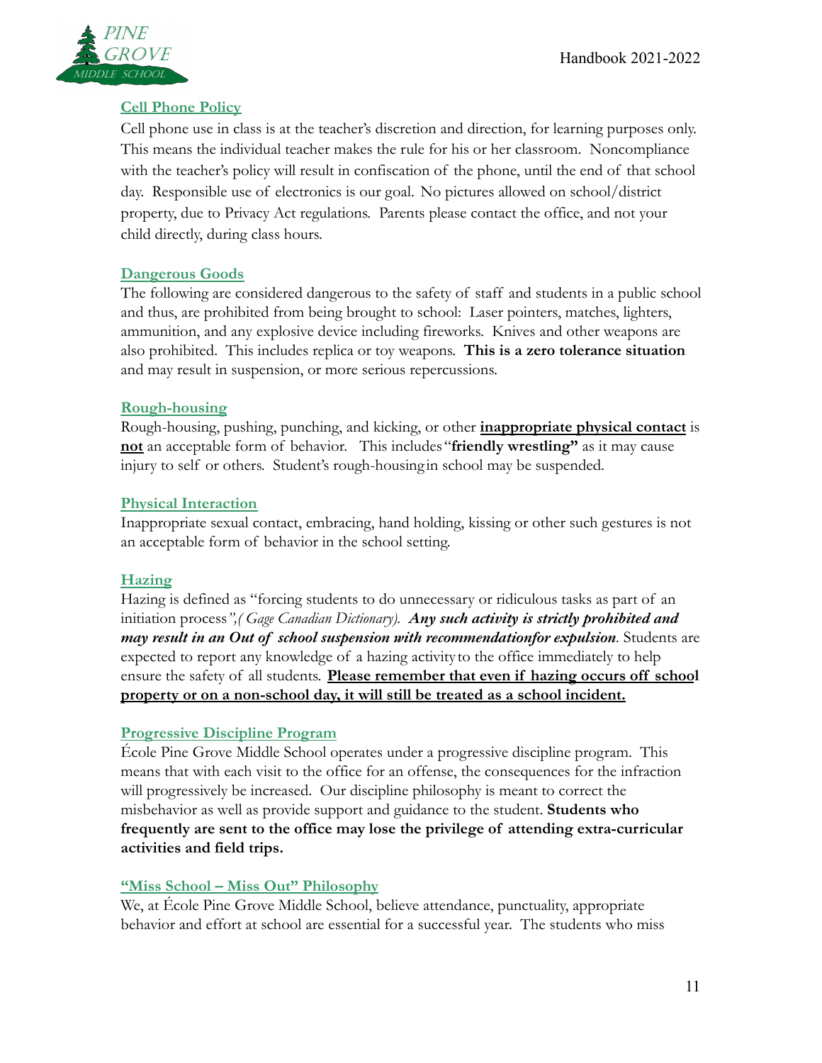## Cell Phone Policy

Cell phone use in class is at the teacher's discretion and direction, for learning purposes only. This means the individual teacher makes the rule for his or her classroom. Noncompliance with the teacher's policy will result in confiscation of the phone, until the end of that school day. Responsible use of electronics is our goal. No pictures allowed on school/district property, due to Privacy Act regulations. Parents please contact the office, and not your child directly, during class hours.

## Dangerous Goods

The following are considered dangerous to the safety of staff and students in a public school and thus, are prohibited from being brought to school: Laser pointers, matches, lighters, ammunition, and any explosive device including fireworks. Knives and other weapons are also prohibited. This includes replica or toy weapons. **This is a zero tolerance situation** and may result in suspension, or more serious repercussions.

## Rough-housing

Rough-housing, pushing, punching, and kicking, or other **<u>inappropriate physical contact</u>** is **<u>not</u>** an acceptable form of behavior. This includes "**friendly wrestling"** as it may cause injury to self or others. Student's rough-housing in school may be suspended.

## Physical Interaction

Inappropriate sexual contact, embracing, hand holding, kissing or other such gestures is not an acceptable form of behavior in the school setting.

## Hazing

Hazing is defined as "forcing students to do unnecessary or ridiculous tasks as part of an initiation process*",( Gage Canadian Dictionary).* ***Any such activity is strictly prohibited and may result in an Out of school suspension with recommendationfor expulsion*.** Students are expected to report any knowledge of a hazing activity to the office immediately to help ensure the safety of all students. **<u>Please remember that even if hazing occurs off school property or on a non-school day, it will still be treated as a school incident.</u>**

## Progressive Discipline Program

École Pine Grove Middle School operates under a progressive discipline program. This means that with each visit to the office for an offense, the consequences for the infraction will progressively be increased. Our discipline philosophy is meant to correct the misbehavior as well as provide support and guidance to the student. **Students who frequently are sent to the office may lose the privilege of attending extra-curricular activities and field trips.**

## "Miss School – Miss Out" Philosophy

We, at École Pine Grove Middle School, believe attendance, punctuality, appropriate behavior and effort at school are essential for a successful year. The students who miss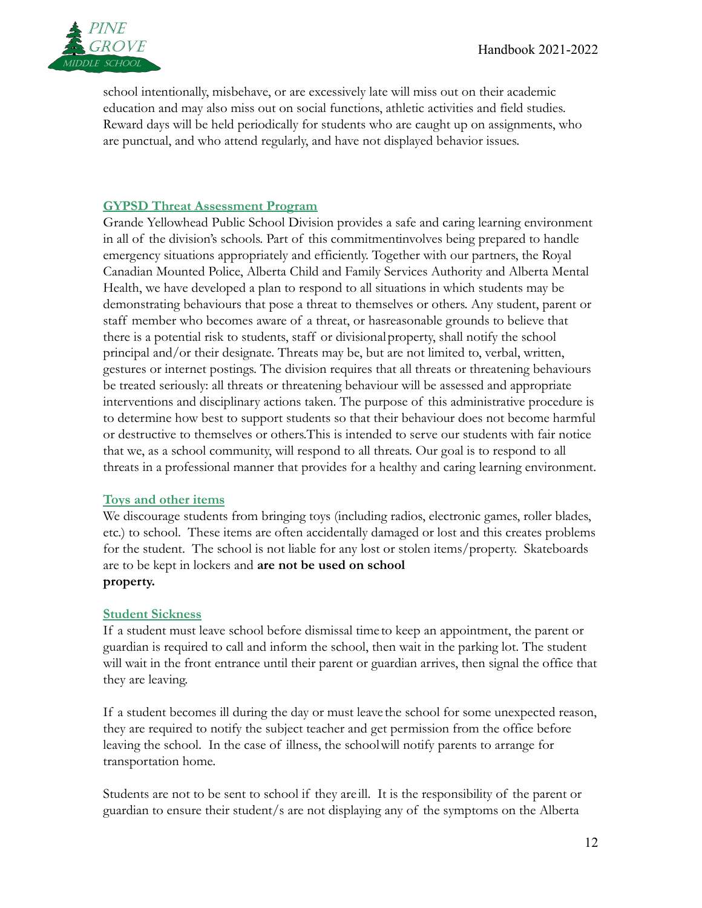school intentionally, misbehave, or are excessively late will miss out on their academic education and may also miss out on social functions, athletic activities and field studies. Reward days will be held periodically for students who are caught up on assignments, who are punctual, and who attend regularly, and have not displayed behavior issues.

### GYPSD Threat Assessment Program

Grande Yellowhead Public School Division provides a safe and caring learning environment in all of the division's schools. Part of this commitmentinvolves being prepared to handle emergency situations appropriately and efficiently. Together with our partners, the Royal Canadian Mounted Police, Alberta Child and Family Services Authority and Alberta Mental Health, we have developed a plan to respond to all situations in which students may be demonstrating behaviours that pose a threat to themselves or others. Any student, parent or staff member who becomes aware of a threat, or hasreasonable grounds to believe that there is a potential risk to students, staff or divisionalproperty, shall notify the school principal and/or their designate. Threats may be, but are not limited to, verbal, written, gestures or internet postings. The division requires that all threats or threatening behaviours be treated seriously: all threats or threatening behaviour will be assessed and appropriate interventions and disciplinary actions taken. The purpose of this administrative procedure is to determine how best to support students so that their behaviour does not become harmful or destructive to themselves or others.This is intended to serve our students with fair notice that we, as a school community, will respond to all threats. Our goal is to respond to all threats in a professional manner that provides for a healthy and caring learning environment.

### Toys and other items

We discourage students from bringing toys (including radios, electronic games, roller blades, etc.) to school. These items are often accidentally damaged or lost and this creates problems for the student. The school is not liable for any lost or stolen items/property. Skateboards are to be kept in lockers and **are not be used on school property.**

### Student Sickness

If a student must leave school before dismissal time to keep an appointment, the parent or guardian is required to call and inform the school, then wait in the parking lot. The student will wait in the front entrance until their parent or guardian arrives, then signal the office that they are leaving.

If a student becomes ill during the day or must leave the school for some unexpected reason, they are required to notify the subject teacher and get permission from the office before leaving the school. In the case of illness, the school will notify parents to arrange for transportation home.

Students are not to be sent to school if they are ill. It is the responsibility of the parent or guardian to ensure their student/s are not displaying any of the symptoms on the Alberta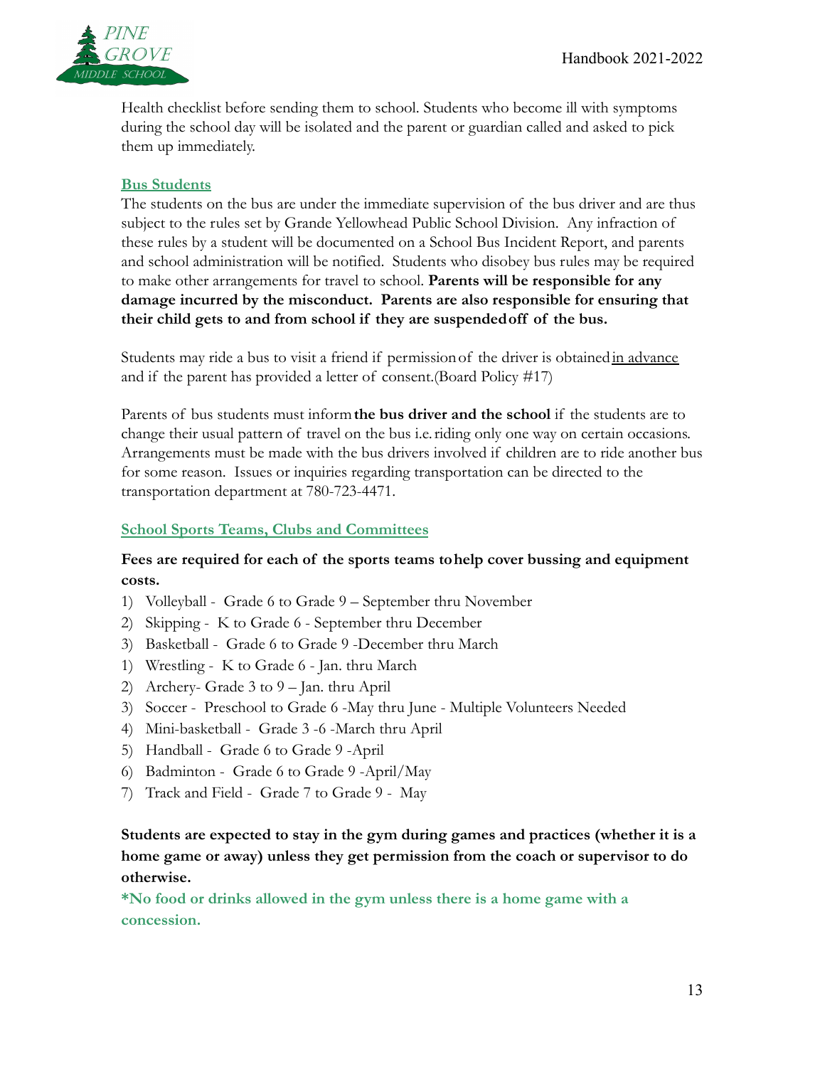Health checklist before sending them to school. Students who become ill with symptoms during the school day will be isolated and the parent or guardian called and asked to pick them up immediately.

### Bus Students

The students on the bus are under the immediate supervision of the bus driver and are thus subject to the rules set by Grande Yellowhead Public School Division. Any infraction of these rules by a student will be documented on a School Bus Incident Report, and parents and school administration will be notified. Students who disobey bus rules may be required to make other arrangements for travel to school. **Parents will be responsible for any damage incurred by the misconduct. Parents are also responsible for ensuring that their child gets to and from school if they are suspended off of the bus.**

Students may ride a bus to visit a friend if permission of the driver is obtained <u>in advance</u> and if the parent has provided a letter of consent.(Board Policy #17)

Parents of bus students must inform **the bus driver and the school** if the students are to change their usual pattern of travel on the bus i.e. riding only one way on certain occasions. Arrangements must be made with the bus drivers involved if children are to ride another bus for some reason. Issues or inquiries regarding transportation can be directed to the transportation department at 780-723-4471.

### School Sports Teams, Clubs and Committees

**Fees are required for each of the sports teams to help cover bussing and equipment costs.**

1) Volleyball - Grade 6 to Grade 9 – September thru November
2) Skipping - K to Grade 6 - September thru December
3) Basketball - Grade 6 to Grade 9 -December thru March
1) Wrestling - K to Grade 6 - Jan. thru March
2) Archery- Grade 3 to 9 – Jan. thru April
3) Soccer - Preschool to Grade 6 -May thru June - Multiple Volunteers Needed
4) Mini-basketball - Grade 3 -6 -March thru April
5) Handball - Grade 6 to Grade 9 -April
6) Badminton - Grade 6 to Grade 9 -April/May
7) Track and Field - Grade 7 to Grade 9 - May

**Students are expected to stay in the gym during games and practices (whether it is a home game or away) unless they get permission from the coach or supervisor to do otherwise.**

**\*No food or drinks allowed in the gym unless there is a home game with a concession.**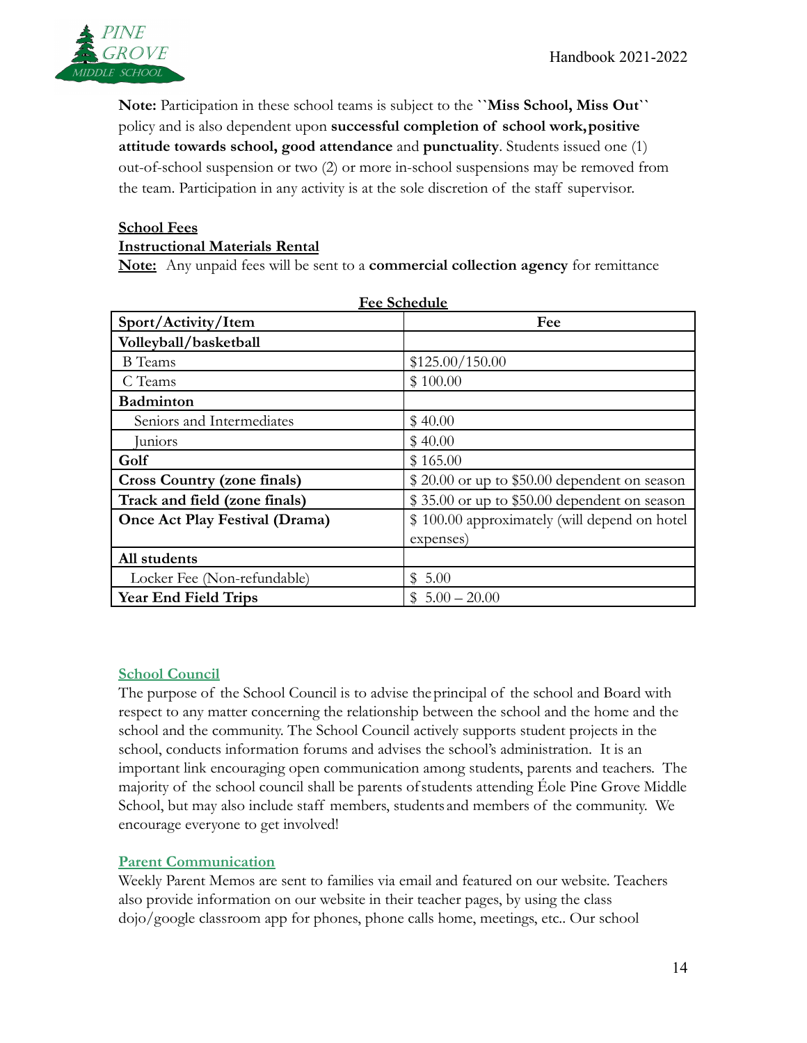**Note:** Participation in these school teams is subject to the ``**Miss School, Miss Out**`` policy and is also dependent upon **successful completion of school work, positive attitude towards school, good attendance** and **punctuality**. Students issued one (1) out-of-school suspension or two (2) or more in-school suspensions may be removed from the team. Participation in any activity is at the sole discretion of the staff supervisor.

**School Fees**

**Instructional Materials Rental**

**Note:** Any unpaid fees will be sent to a **commercial collection agency** for remittance

**Fee Schedule**

| Sport/Activity/Item | Fee |
|---|---|
| **Volleyball/basketball** | |
| B Teams | $125.00/150.00 |
| C Teams | $ 100.00 |
| **Badminton** | |
| Seniors and Intermediates | $ 40.00 |
| Juniors | $ 40.00 |
| **Golf** | $ 165.00 |
| **Cross Country (zone finals)** | $ 20.00 or up to $50.00 dependent on season |
| **Track and field (zone finals)** | $ 35.00 or up to $50.00 dependent on season |
| **Once Act Play Festival (Drama)** | $ 100.00 approximately (will depend on hotel expenses) |
| **All students** | |
| Locker Fee (Non-refundable) | $ 5.00 |
| **Year End Field Trips** | $ 5.00 – 20.00 |

## School Council

The purpose of the School Council is to advise the principal of the school and Board with respect to any matter concerning the relationship between the school and the home and the school and the community. The School Council actively supports student projects in the school, conducts information forums and advises the school's administration. It is an important link encouraging open communication among students, parents and teachers. The majority of the school council shall be parents of students attending Éole Pine Grove Middle School, but may also include staff members, students and members of the community. We encourage everyone to get involved!

## Parent Communication

Weekly Parent Memos are sent to families via email and featured on our website. Teachers also provide information on our website in their teacher pages, by using the class dojo/google classroom app for phones, phone calls home, meetings, etc.. Our school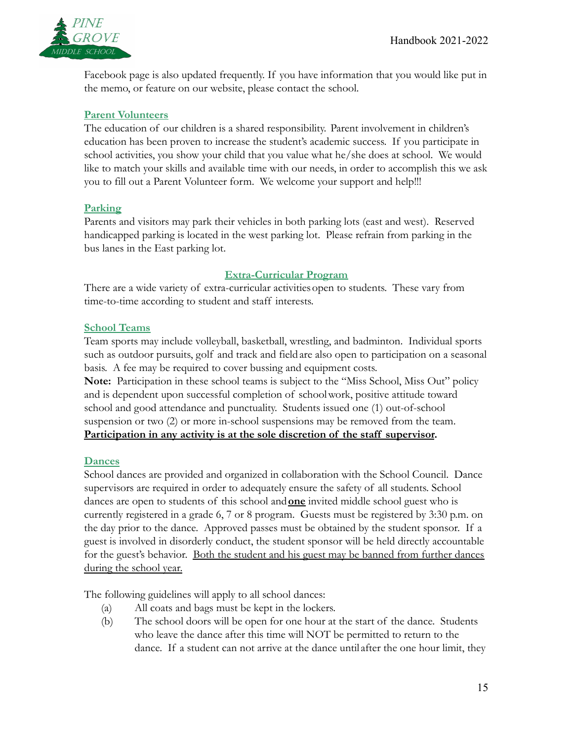Facebook page is also updated frequently. If you have information that you would like put in the memo, or feature on our website, please contact the school.

### Parent Volunteers

The education of our children is a shared responsibility. Parent involvement in children's education has been proven to increase the student's academic success. If you participate in school activities, you show your child that you value what he/she does at school. We would like to match your skills and available time with our needs, in order to accomplish this we ask you to fill out a Parent Volunteer form. We welcome your support and help!!!

### Parking

Parents and visitors may park their vehicles in both parking lots (east and west). Reserved handicapped parking is located in the west parking lot. Please refrain from parking in the bus lanes in the East parking lot.

## Extra-Curricular Program

There are a wide variety of extra-curricular activities open to students. These vary from time-to-time according to student and staff interests.

### School Teams

Team sports may include volleyball, basketball, wrestling, and badminton. Individual sports such as outdoor pursuits, golf and track and field are also open to participation on a seasonal basis. A fee may be required to cover bussing and equipment costs.

**Note:** Participation in these school teams is subject to the "Miss School, Miss Out" policy and is dependent upon successful completion of school work, positive attitude toward school and good attendance and punctuality. Students issued one (1) out-of-school suspension or two (2) or more in-school suspensions may be removed from the team.

**Participation in any activity is at the sole discretion of the staff supervisor.**

### Dances

School dances are provided and organized in collaboration with the School Council. Dance supervisors are required in order to adequately ensure the safety of all students. School dances are open to students of this school and **one** invited middle school guest who is currently registered in a grade 6, 7 or 8 program. Guests must be registered by 3:30 p.m. on the day prior to the dance. Approved passes must be obtained by the student sponsor. If a guest is involved in disorderly conduct, the student sponsor will be held directly accountable for the guest's behavior. Both the student and his guest may be banned from further dances during the school year.

The following guidelines will apply to all school dances:

(a) All coats and bags must be kept in the lockers.

(b) The school doors will be open for one hour at the start of the dance. Students who leave the dance after this time will NOT be permitted to return to the dance. If a student can not arrive at the dance until after the one hour limit, they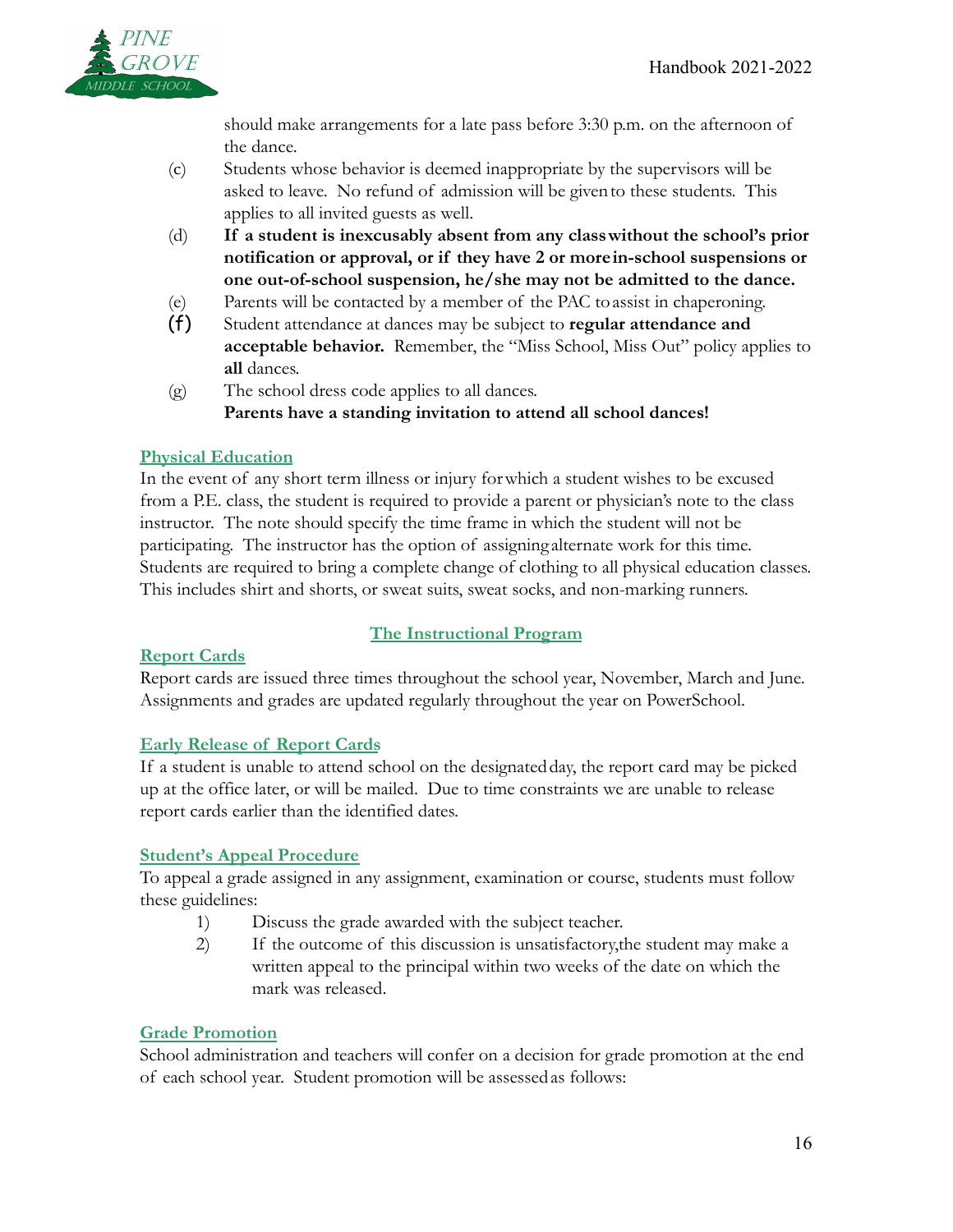should make arrangements for a late pass before 3:30 p.m. on the afternoon of the dance.

(c) Students whose behavior is deemed inappropriate by the supervisors will be asked to leave. No refund of admission will be given to these students. This applies to all invited guests as well.

(d) **If a student is inexcusably absent from any class without the school's prior notification or approval, or if they have 2 or more in-school suspensions or one out-of-school suspension, he/she may not be admitted to the dance.**

(e) Parents will be contacted by a member of the PAC to assist in chaperoning.

(f) Student attendance at dances may be subject to **regular attendance and acceptable behavior.** Remember, the "Miss School, Miss Out" policy applies to **all** dances.

(g) The school dress code applies to all dances.
**Parents have a standing invitation to attend all school dances!**

## Physical Education

In the event of any short term illness or injury for which a student wishes to be excused from a P.E. class, the student is required to provide a parent or physician's note to the class instructor. The note should specify the time frame in which the student will not be participating. The instructor has the option of assigning alternate work for this time. Students are required to bring a complete change of clothing to all physical education classes. This includes shirt and shorts, or sweat suits, sweat socks, and non-marking runners.

# The Instructional Program

## Report Cards

Report cards are issued three times throughout the school year, November, March and June. Assignments and grades are updated regularly throughout the year on PowerSchool.

## Early Release of Report Cards

If a student is unable to attend school on the designated day, the report card may be picked up at the office later, or will be mailed. Due to time constraints we are unable to release report cards earlier than the identified dates.

## Student's Appeal Procedure

To appeal a grade assigned in any assignment, examination or course, students must follow these guidelines:

1) Discuss the grade awarded with the subject teacher.
2) If the outcome of this discussion is unsatisfactory, the student may make a written appeal to the principal within two weeks of the date on which the mark was released.

## Grade Promotion

School administration and teachers will confer on a decision for grade promotion at the end of each school year. Student promotion will be assessed as follows: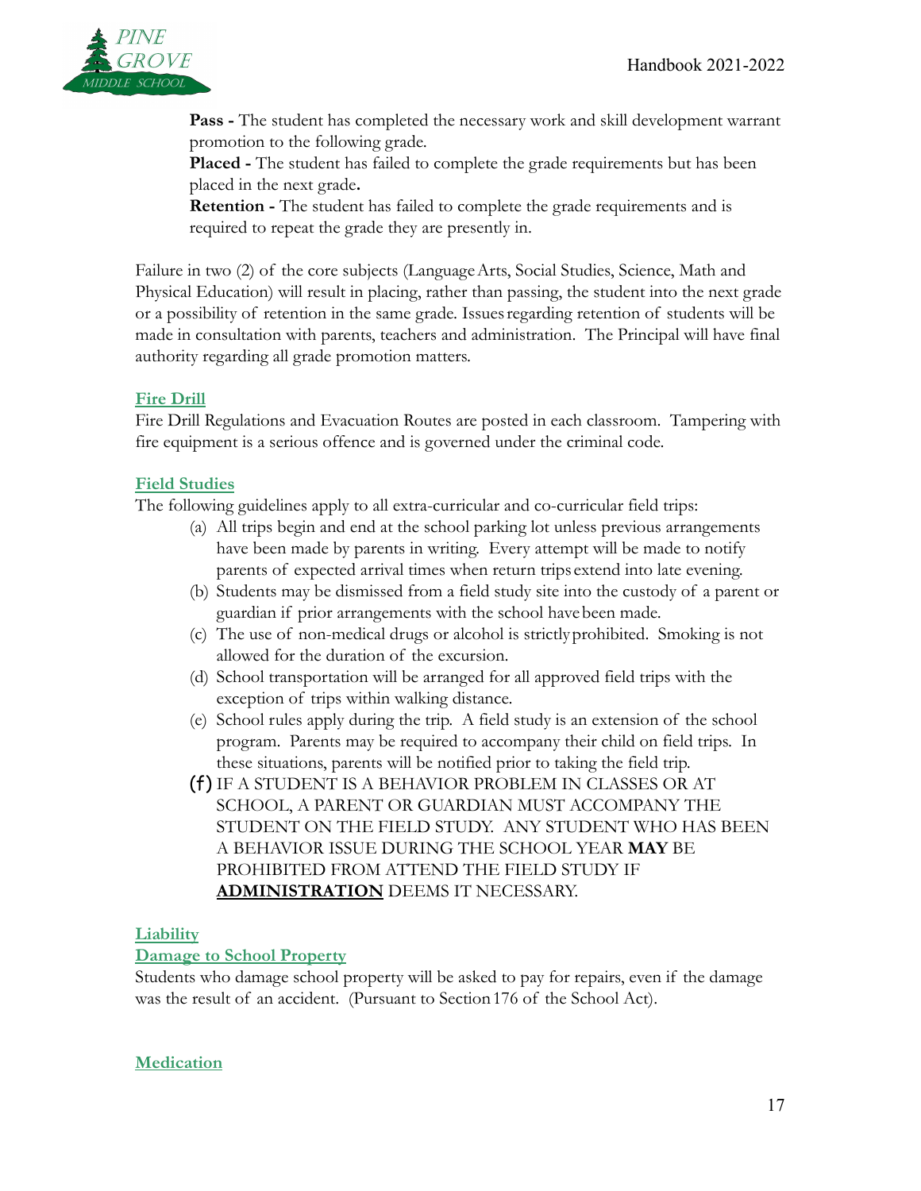**Pass -** The student has completed the necessary work and skill development warrant promotion to the following grade.

**Placed -** The student has failed to complete the grade requirements but has been placed in the next grade**.**

**Retention -** The student has failed to complete the grade requirements and is required to repeat the grade they are presently in.

Failure in two (2) of the core subjects (Language Arts, Social Studies, Science, Math and Physical Education) will result in placing, rather than passing, the student into the next grade or a possibility of retention in the same grade. Issues regarding retention of students will be made in consultation with parents, teachers and administration. The Principal will have final authority regarding all grade promotion matters.

### Fire Drill

Fire Drill Regulations and Evacuation Routes are posted in each classroom. Tampering with fire equipment is a serious offence and is governed under the criminal code.

### Field Studies

The following guidelines apply to all extra-curricular and co-curricular field trips:

(a) All trips begin and end at the school parking lot unless previous arrangements have been made by parents in writing. Every attempt will be made to notify parents of expected arrival times when return trips extend into late evening.

(b) Students may be dismissed from a field study site into the custody of a parent or guardian if prior arrangements with the school have been made.

(c) The use of non-medical drugs or alcohol is strictly prohibited. Smoking is not allowed for the duration of the excursion.

(d) School transportation will be arranged for all approved field trips with the exception of trips within walking distance.

(e) School rules apply during the trip. A field study is an extension of the school program. Parents may be required to accompany their child on field trips. In these situations, parents will be notified prior to taking the field trip.

(f) IF A STUDENT IS A BEHAVIOR PROBLEM IN CLASSES OR AT SCHOOL, A PARENT OR GUARDIAN MUST ACCOMPANY THE STUDENT ON THE FIELD STUDY. ANY STUDENT WHO HAS BEEN A BEHAVIOR ISSUE DURING THE SCHOOL YEAR **MAY** BE PROHIBITED FROM ATTEND THE FIELD STUDY IF **ADMINISTRATION** DEEMS IT NECESSARY.

### Liability

### Damage to School Property

Students who damage school property will be asked to pay for repairs, even if the damage was the result of an accident. (Pursuant to Section 176 of the School Act).

### Medication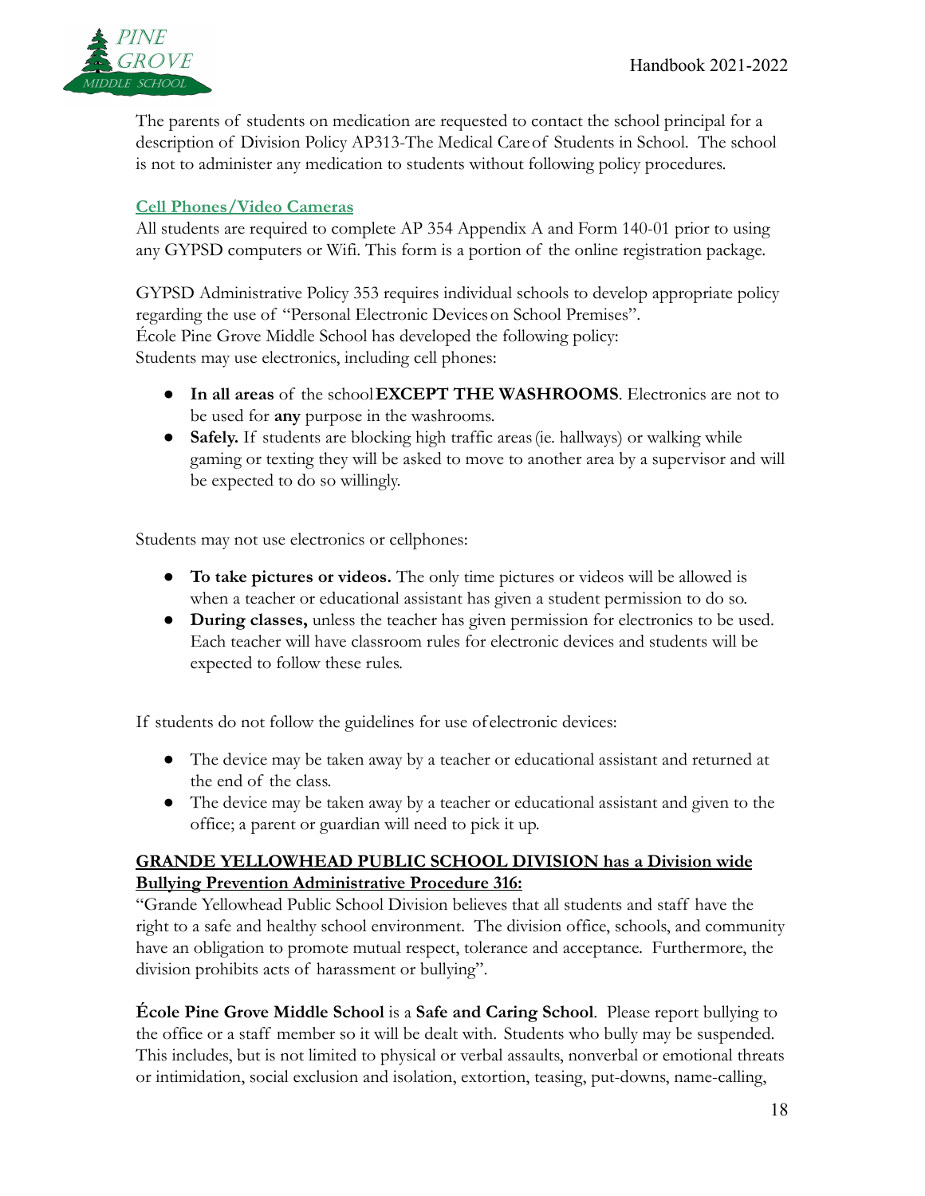The parents of students on medication are requested to contact the school principal for a description of Division Policy AP313-The Medical Care of Students in School. The school is not to administer any medication to students without following policy procedures.

## Cell Phones/Video Cameras

All students are required to complete AP 354 Appendix A and Form 140-01 prior to using any GYPSD computers or Wifi. This form is a portion of the online registration package.

GYPSD Administrative Policy 353 requires individual schools to develop appropriate policy regarding the use of "Personal Electronic Devices on School Premises".
École Pine Grove Middle School has developed the following policy:
Students may use electronics, including cell phones:

- **In all areas** of the school **EXCEPT THE WASHROOMS**. Electronics are not to be used for **any** purpose in the washrooms.
- **Safely.** If students are blocking high traffic areas (ie. hallways) or walking while gaming or texting they will be asked to move to another area by a supervisor and will be expected to do so willingly.

Students may not use electronics or cellphones:

- **To take pictures or videos.** The only time pictures or videos will be allowed is when a teacher or educational assistant has given a student permission to do so.
- **During classes,** unless the teacher has given permission for electronics to be used. Each teacher will have classroom rules for electronic devices and students will be expected to follow these rules.

If students do not follow the guidelines for use of electronic devices:

- The device may be taken away by a teacher or educational assistant and returned at the end of the class.
- The device may be taken away by a teacher or educational assistant and given to the office; a parent or guardian will need to pick it up.

## GRANDE YELLOWHEAD PUBLIC SCHOOL DIVISION has a Division wide Bullying Prevention Administrative Procedure 316:

"Grande Yellowhead Public School Division believes that all students and staff have the right to a safe and healthy school environment. The division office, schools, and community have an obligation to promote mutual respect, tolerance and acceptance. Furthermore, the division prohibits acts of harassment or bullying".

**École Pine Grove Middle School** is a **Safe and Caring School**. Please report bullying to the office or a staff member so it will be dealt with. Students who bully may be suspended. This includes, but is not limited to physical or verbal assaults, nonverbal or emotional threats or intimidation, social exclusion and isolation, extortion, teasing, put-downs, name-calling,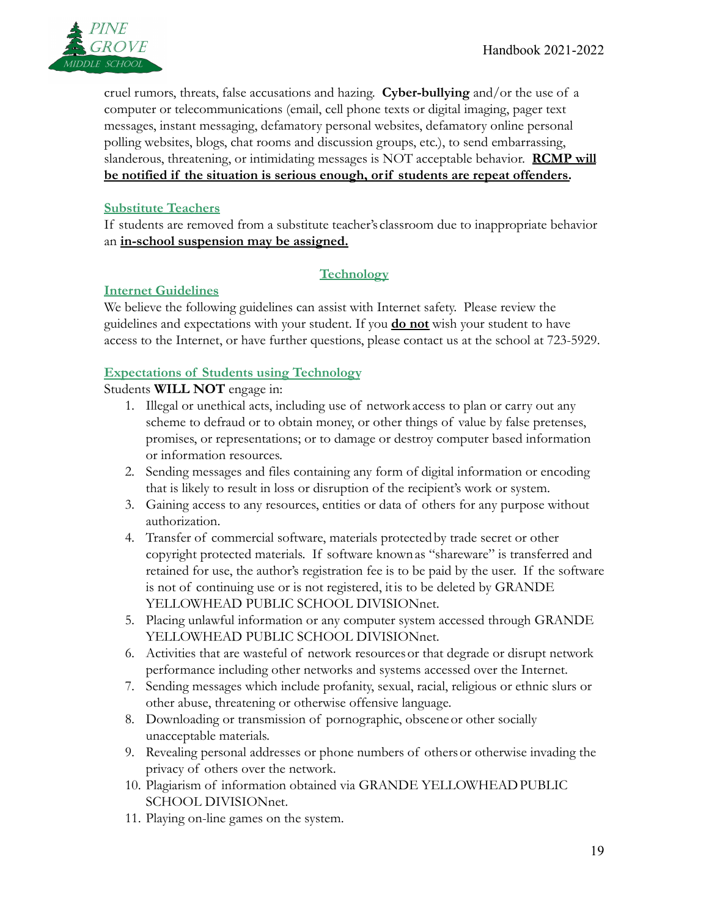cruel rumors, threats, false accusations and hazing. **Cyber-bullying** and/or the use of a computer or telecommunications (email, cell phone texts or digital imaging, pager text messages, instant messaging, defamatory personal websites, defamatory online personal polling websites, blogs, chat rooms and discussion groups, etc.), to send embarrassing, slanderous, threatening, or intimidating messages is NOT acceptable behavior. **RCMP will be notified if the situation is serious enough, or if students are repeat offenders.**

### Substitute Teachers

If students are removed from a substitute teacher's classroom due to inappropriate behavior an **in-school suspension may be assigned.**

## Technology

### Internet Guidelines

We believe the following guidelines can assist with Internet safety. Please review the guidelines and expectations with your student. If you **do not** wish your student to have access to the Internet, or have further questions, please contact us at the school at 723-5929.

### Expectations of Students using Technology

Students **WILL NOT** engage in:

1. Illegal or unethical acts, including use of network access to plan or carry out any scheme to defraud or to obtain money, or other things of value by false pretenses, promises, or representations; or to damage or destroy computer based information or information resources.
2. Sending messages and files containing any form of digital information or encoding that is likely to result in loss or disruption of the recipient's work or system.
3. Gaining access to any resources, entities or data of others for any purpose without authorization.
4. Transfer of commercial software, materials protected by trade secret or other copyright protected materials. If software known as "shareware" is transferred and retained for use, the author's registration fee is to be paid by the user. If the software is not of continuing use or is not registered, it is to be deleted by GRANDE YELLOWHEAD PUBLIC SCHOOL DIVISIONnet.
5. Placing unlawful information or any computer system accessed through GRANDE YELLOWHEAD PUBLIC SCHOOL DIVISIONnet.
6. Activities that are wasteful of network resources or that degrade or disrupt network performance including other networks and systems accessed over the Internet.
7. Sending messages which include profanity, sexual, racial, religious or ethnic slurs or other abuse, threatening or otherwise offensive language.
8. Downloading or transmission of pornographic, obscene or other socially unacceptable materials.
9. Revealing personal addresses or phone numbers of others or otherwise invading the privacy of others over the network.
10. Plagiarism of information obtained via GRANDE YELLOWHEAD PUBLIC SCHOOL DIVISIONnet.
11. Playing on-line games on the system.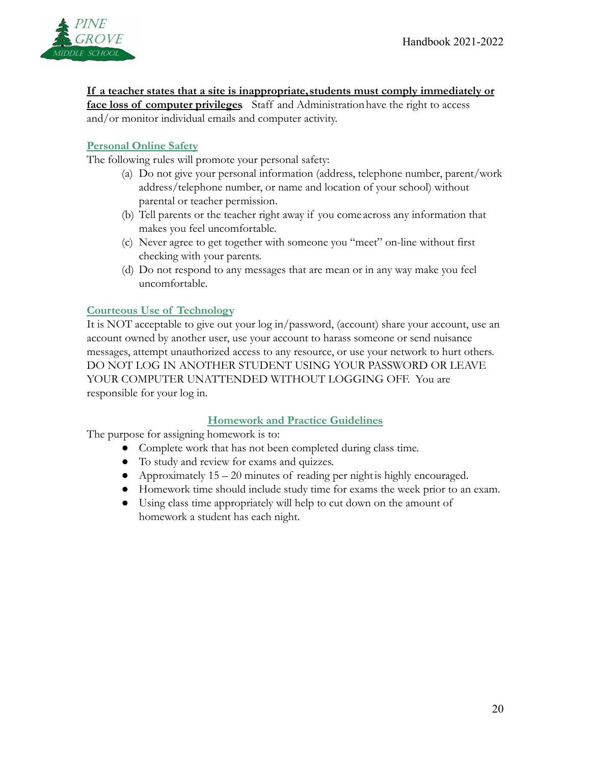**If a teacher states that a site is inappropriate, students must comply immediately or face loss of computer privileges**. Staff and Administration have the right to access and/or monitor individual emails and computer activity.

## Personal Online Safety

The following rules will promote your personal safety:

(a) Do not give your personal information (address, telephone number, parent/work address/telephone number, or name and location of your school) without parental or teacher permission.

(b) Tell parents or the teacher right away if you come across any information that makes you feel uncomfortable.

(c) Never agree to get together with someone you "meet" on-line without first checking with your parents.

(d) Do not respond to any messages that are mean or in any way make you feel uncomfortable.

## Courteous Use of Technology

It is NOT acceptable to give out your log in/password, (account) share your account, use an account owned by another user, use your account to harass someone or send nuisance messages, attempt unauthorized access to any resource, or use your network to hurt others. DO NOT LOG IN ANOTHER STUDENT USING YOUR PASSWORD OR LEAVE YOUR COMPUTER UNATTENDED WITHOUT LOGGING OFF. You are responsible for your log in.

## Homework and Practice Guidelines

The purpose for assigning homework is to:

- Complete work that has not been completed during class time.
- To study and review for exams and quizzes.
- Approximately 15 – 20 minutes of reading per night is highly encouraged.
- Homework time should include study time for exams the week prior to an exam.
- Using class time appropriately will help to cut down on the amount of homework a student has each night.